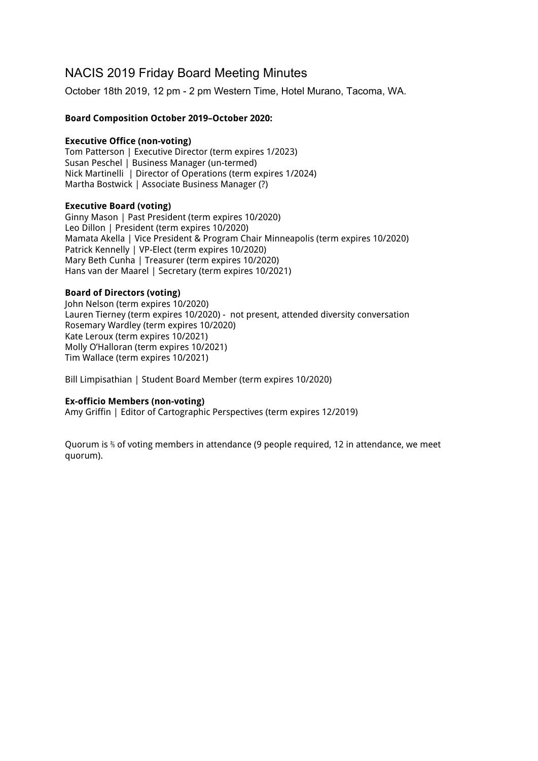# NACIS 2019 Friday Board Meeting Minutes

October 18th 2019, 12 pm - 2 pm Western Time, Hotel Murano, Tacoma, WA.

**Board Composition October 2019–October 2020:**

**Executive Office (non-voting)**
Tom Patterson | Executive Director (term expires 1/2023)
Susan Peschel | Business Manager (un-termed)
Nick Martinelli | Director of Operations (term expires 1/2024)
Martha Bostwick | Associate Business Manager (?)

**Executive Board (voting)**
Ginny Mason | Past President (term expires 10/2020)
Leo Dillon | President (term expires 10/2020)
Mamata Akella | Vice President & Program Chair Minneapolis (term expires 10/2020)
Patrick Kennelly | VP-Elect (term expires 10/2020)
Mary Beth Cunha | Treasurer (term expires 10/2020)
Hans van der Maarel | Secretary (term expires 10/2021)

**Board of Directors (voting)**
John Nelson (term expires 10/2020)
Lauren Tierney (term expires 10/2020) - not present, attended diversity conversation
Rosemary Wardley (term expires 10/2020)
Kate Leroux (term expires 10/2021)
Molly O'Halloran (term expires 10/2021)
Tim Wallace (term expires 10/2021)

Bill Limpisathian | Student Board Member (term expires 10/2020)

**Ex-officio Members (non-voting)**
Amy Griffin | Editor of Cartographic Perspectives (term expires 12/2019)

Quorum is ⅔ of voting members in attendance (9 people required, 12 in attendance, we meet quorum).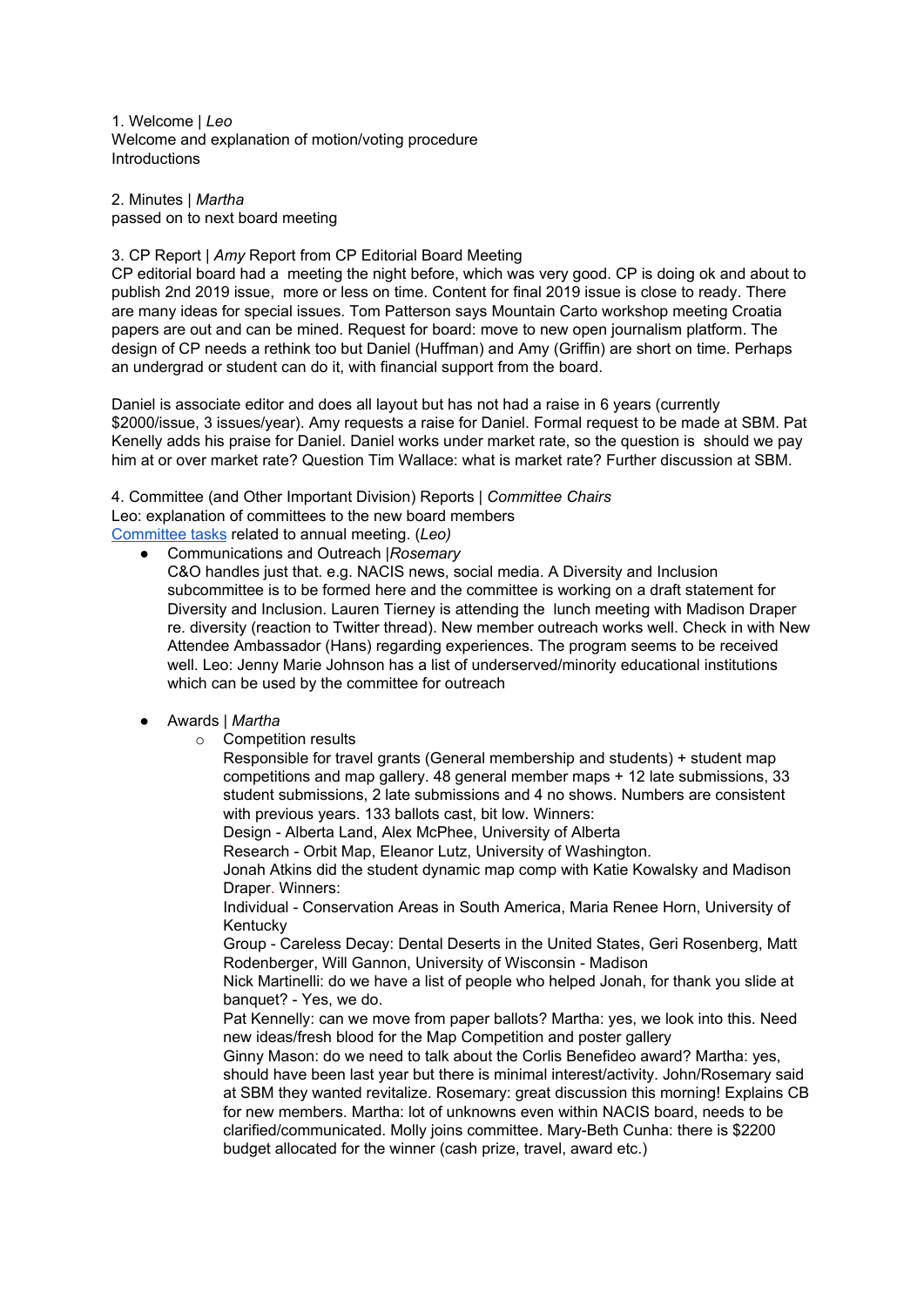1. Welcome | *Leo*
Welcome and explanation of motion/voting procedure
Introductions

2. Minutes | *Martha*
passed on to next board meeting

3. CP Report | *Amy* Report from CP Editorial Board Meeting
CP editorial board had a meeting the night before, which was very good. CP is doing ok and about to publish 2nd 2019 issue, more or less on time. Content for final 2019 issue is close to ready. There are many ideas for special issues. Tom Patterson says Mountain Carto workshop meeting Croatia papers are out and can be mined. Request for board: move to new open journalism platform. The design of CP needs a rethink too but Daniel (Huffman) and Amy (Griffin) are short on time. Perhaps an undergrad or student can do it, with financial support from the board.

Daniel is associate editor and does all layout but has not had a raise in 6 years (currently $2000/issue, 3 issues/year). Amy requests a raise for Daniel. Formal request to be made at SBM. Pat Kenelly adds his praise for Daniel. Daniel works under market rate, so the question is should we pay him at or over market rate? Question Tim Wallace: what is market rate? Further discussion at SBM.

4. Committee (and Other Important Division) Reports | *Committee Chairs*
Leo: explanation of committees to the new board members
Committee tasks related to annual meeting. (*Leo)*

- Communications and Outreach |*Rosemary*
  C&O handles just that. e.g. NACIS news, social media. A Diversity and Inclusion subcommittee is to be formed here and the committee is working on a draft statement for Diversity and Inclusion. Lauren Tierney is attending the lunch meeting with Madison Draper re. diversity (reaction to Twitter thread). New member outreach works well. Check in with New Attendee Ambassador (Hans) regarding experiences. The program seems to be received well. Leo: Jenny Marie Johnson has a list of underserved/minority educational institutions which can be used by the committee for outreach

- Awards | *Martha*
  - Competition results
    Responsible for travel grants (General membership and students) + student map competitions and map gallery. 48 general member maps + 12 late submissions, 33 student submissions, 2 late submissions and 4 no shows. Numbers are consistent with previous years. 133 ballots cast, bit low. Winners:
    Design - Alberta Land, Alex McPhee, University of Alberta
    Research - Orbit Map, Eleanor Lutz, University of Washington.
    Jonah Atkins did the student dynamic map comp with Katie Kowalsky and Madison Draper. Winners:
    Individual - Conservation Areas in South America, Maria Renee Horn, University of Kentucky
    Group - Careless Decay: Dental Deserts in the United States, Geri Rosenberg, Matt Rodenberger, Will Gannon, University of Wisconsin - Madison
    Nick Martinelli: do we have a list of people who helped Jonah, for thank you slide at banquet? - Yes, we do.
    Pat Kennelly: can we move from paper ballots? Martha: yes, we look into this. Need new ideas/fresh blood for the Map Competition and poster gallery
    Ginny Mason: do we need to talk about the Corlis Benefideo award? Martha: yes, should have been last year but there is minimal interest/activity. John/Rosemary said at SBM they wanted revitalize. Rosemary: great discussion this morning! Explains CB for new members. Martha: lot of unknowns even within NACIS board, needs to be clarified/communicated. Molly joins committee. Mary-Beth Cunha: there is $2200 budget allocated for the winner (cash prize, travel, award etc.)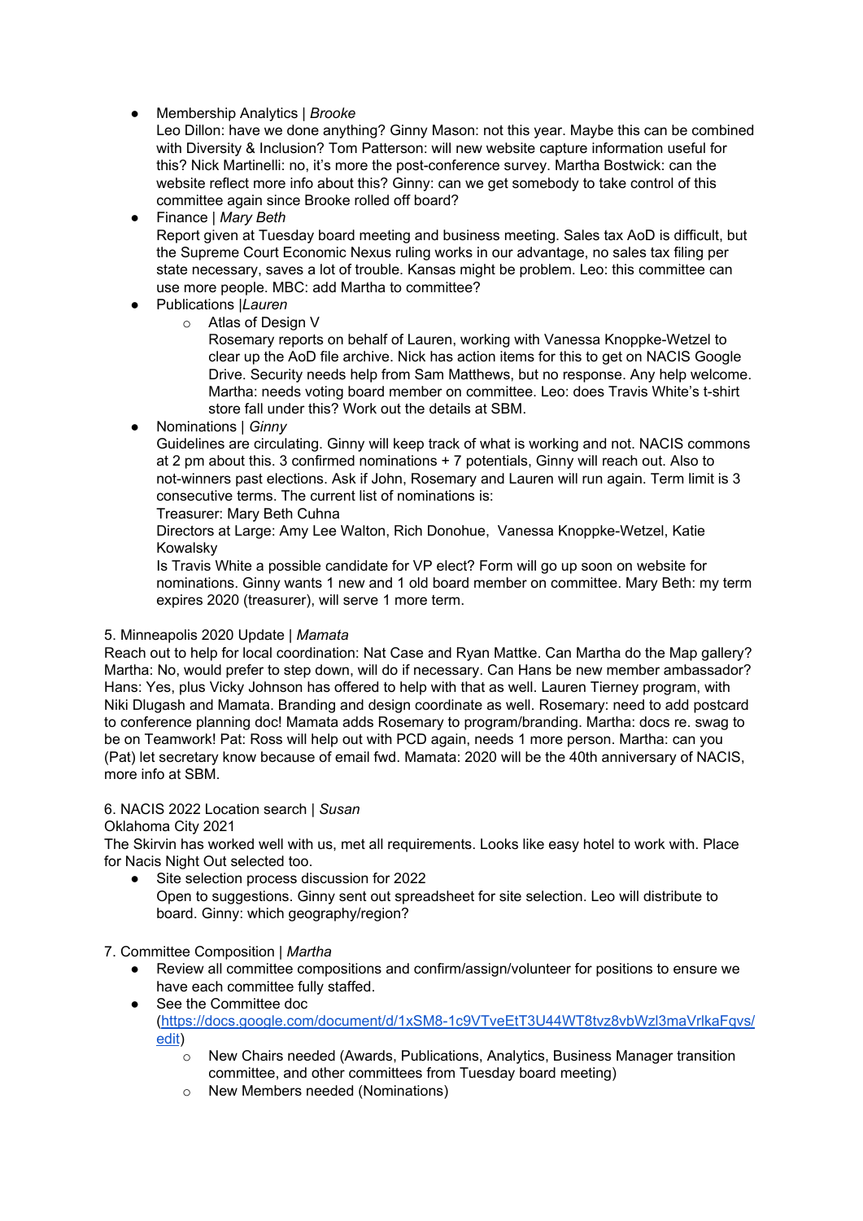- Membership Analytics | *Brooke*
  Leo Dillon: have we done anything? Ginny Mason: not this year. Maybe this can be combined with Diversity & Inclusion? Tom Patterson: will new website capture information useful for this? Nick Martinelli: no, it's more the post-conference survey. Martha Bostwick: can the website reflect more info about this? Ginny: can we get somebody to take control of this committee again since Brooke rolled off board?
- Finance | *Mary Beth*
  Report given at Tuesday board meeting and business meeting. Sales tax AoD is difficult, but the Supreme Court Economic Nexus ruling works in our advantage, no sales tax filing per state necessary, saves a lot of trouble. Kansas might be problem. Leo: this committee can use more people. MBC: add Martha to committee?
- Publications |*Lauren*
  - Atlas of Design V
    Rosemary reports on behalf of Lauren, working with Vanessa Knoppke-Wetzel to clear up the AoD file archive. Nick has action items for this to get on NACIS Google Drive. Security needs help from Sam Matthews, but no response. Any help welcome. Martha: needs voting board member on committee. Leo: does Travis White's t-shirt store fall under this? Work out the details at SBM.
- Nominations | *Ginny*
  Guidelines are circulating. Ginny will keep track of what is working and not. NACIS commons at 2 pm about this. 3 confirmed nominations + 7 potentials, Ginny will reach out. Also to not-winners past elections. Ask if John, Rosemary and Lauren will run again. Term limit is 3 consecutive terms. The current list of nominations is:
  Treasurer: Mary Beth Cuhna
  Directors at Large: Amy Lee Walton, Rich Donohue, Vanessa Knoppke-Wetzel, Katie Kowalsky
  Is Travis White a possible candidate for VP elect? Form will go up soon on website for nominations. Ginny wants 1 new and 1 old board member on committee. Mary Beth: my term expires 2020 (treasurer), will serve 1 more term.

5. Minneapolis 2020 Update | *Mamata*
Reach out to help for local coordination: Nat Case and Ryan Mattke. Can Martha do the Map gallery? Martha: No, would prefer to step down, will do if necessary. Can Hans be new member ambassador? Hans: Yes, plus Vicky Johnson has offered to help with that as well. Lauren Tierney program, with Niki Dlugash and Mamata. Branding and design coordinate as well. Rosemary: need to add postcard to conference planning doc! Mamata adds Rosemary to program/branding. Martha: docs re. swag to be on Teamwork! Pat: Ross will help out with PCD again, needs 1 more person. Martha: can you (Pat) let secretary know because of email fwd. Mamata: 2020 will be the 40th anniversary of NACIS, more info at SBM.

6. NACIS 2022 Location search | *Susan*
Oklahoma City 2021
The Skirvin has worked well with us, met all requirements. Looks like easy hotel to work with. Place for Nacis Night Out selected too.

- Site selection process discussion for 2022
  Open to suggestions. Ginny sent out spreadsheet for site selection. Leo will distribute to board. Ginny: which geography/region?

7. Committee Composition | *Martha*

- Review all committee compositions and confirm/assign/volunteer for positions to ensure we have each committee fully staffed.
- See the Committee doc ([https://docs.google.com/document/d/1xSM8-1c9VTveEtT3U44WT8tvz8vbWzl3maVrlkaFqvs/edit](https://docs.google.com/document/d/1xSM8-1c9VTveEtT3U44WT8tvz8vbWzl3maVrlkaFqvs/edit))
  - New Chairs needed (Awards, Publications, Analytics, Business Manager transition committee, and other committees from Tuesday board meeting)
  - New Members needed (Nominations)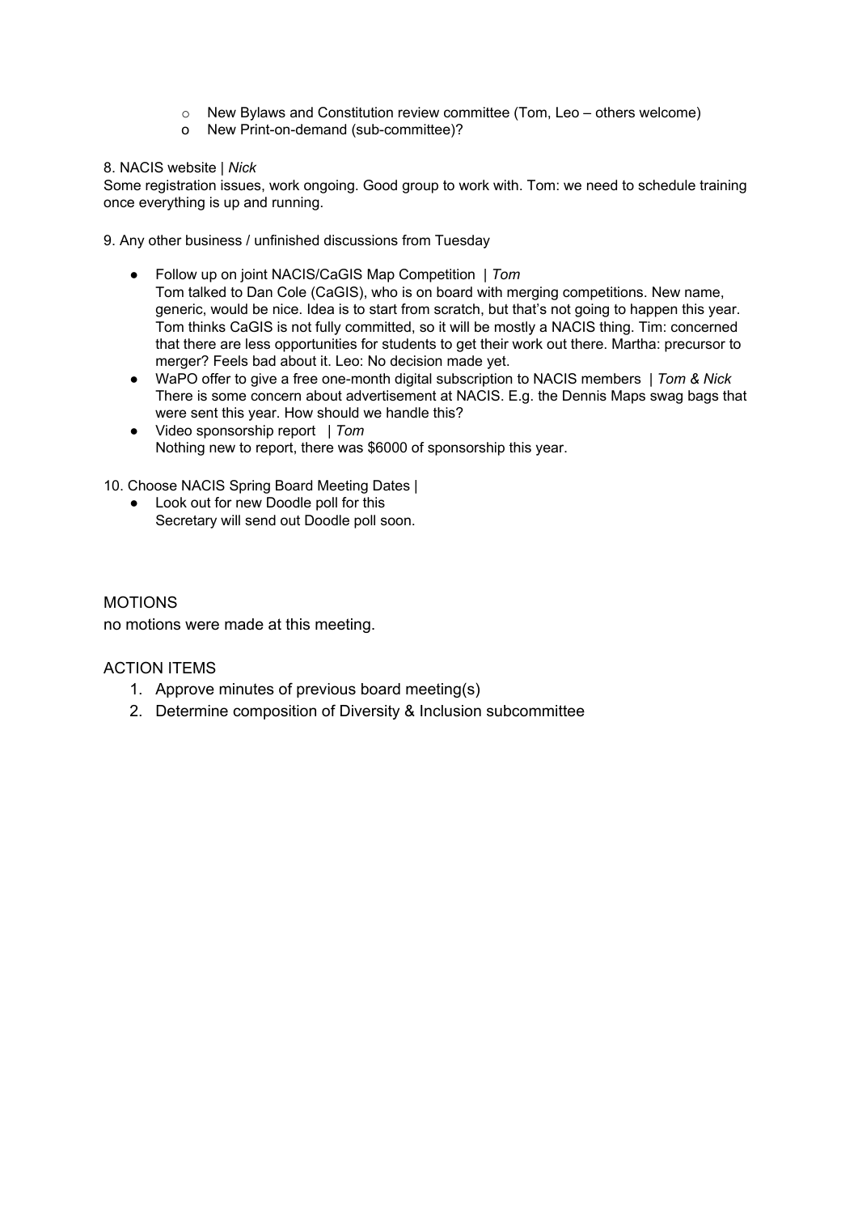- New Bylaws and Constitution review committee (Tom, Leo – others welcome)
  - New Print-on-demand (sub-committee)?

8. NACIS website | *Nick*

Some registration issues, work ongoing. Good group to work with. Tom: we need to schedule training once everything is up and running.

9. Any other business / unfinished discussions from Tuesday

- Follow up on joint NACIS/CaGIS Map Competition | *Tom*
  Tom talked to Dan Cole (CaGIS), who is on board with merging competitions. New name, generic, would be nice. Idea is to start from scratch, but that's not going to happen this year. Tom thinks CaGIS is not fully committed, so it will be mostly a NACIS thing. Tim: concerned that there are less opportunities for students to get their work out there. Martha: precursor to merger? Feels bad about it. Leo: No decision made yet.
- WaPO offer to give a free one-month digital subscription to NACIS members | *Tom & Nick*
  There is some concern about advertisement at NACIS. E.g. the Dennis Maps swag bags that were sent this year. How should we handle this?
- Video sponsorship report | *Tom*
  Nothing new to report, there was $6000 of sponsorship this year.

10. Choose NACIS Spring Board Meeting Dates |

- Look out for new Doodle poll for this
  Secretary will send out Doodle poll soon.

## MOTIONS

no motions were made at this meeting.

## ACTION ITEMS

1. Approve minutes of previous board meeting(s)
2. Determine composition of Diversity & Inclusion subcommittee